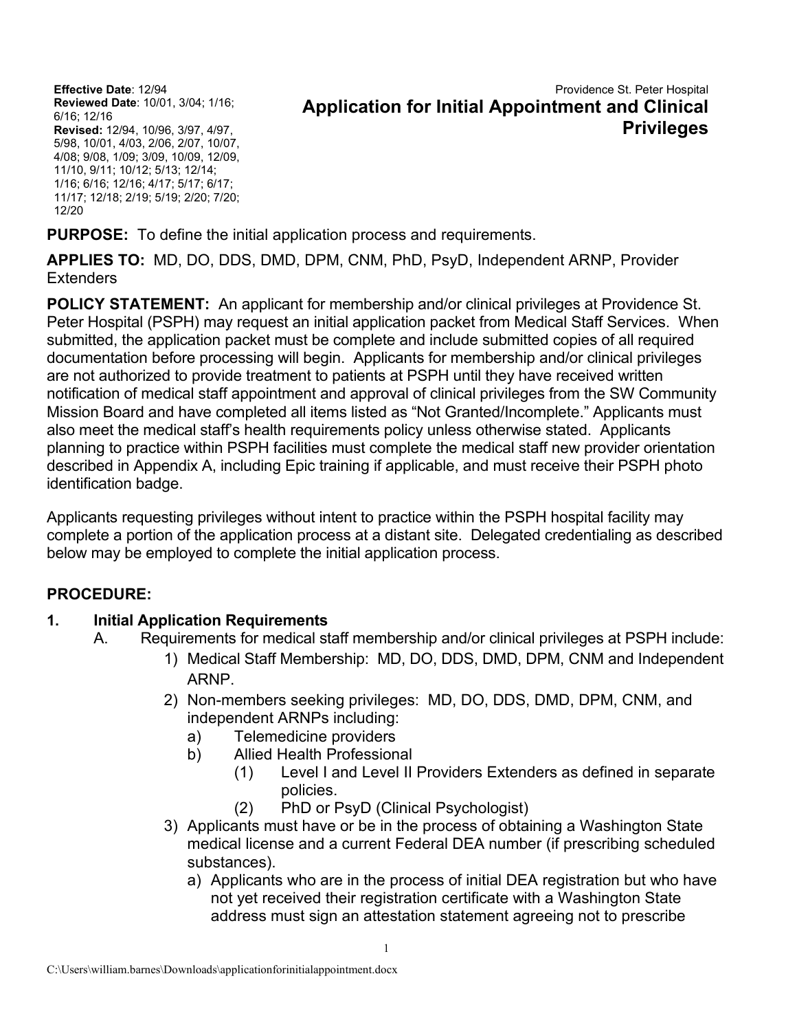**Effective Date**: 12/94
**Reviewed Date**: 10/01, 3/04; 1/16; 6/16; 12/16
**Revised:** 12/94, 10/96, 3/97, 4/97, 5/98, 10/01, 4/03, 2/06, 2/07, 10/07, 4/08; 9/08, 1/09; 3/09, 10/09, 12/09, 11/10, 9/11; 10/12; 5/13; 12/14; 1/16; 6/16; 12/16; 4/17; 5/17; 6/17; 11/17; 12/18; 2/19; 5/19; 2/20; 7/20; 12/20

Providence St. Peter Hospital

# Application for Initial Appointment and Clinical Privileges

**PURPOSE:** To define the initial application process and requirements.

**APPLIES TO:** MD, DO, DDS, DMD, DPM, CNM, PhD, PsyD, Independent ARNP, Provider Extenders

**POLICY STATEMENT:** An applicant for membership and/or clinical privileges at Providence St. Peter Hospital (PSPH) may request an initial application packet from Medical Staff Services. When submitted, the application packet must be complete and include submitted copies of all required documentation before processing will begin. Applicants for membership and/or clinical privileges are not authorized to provide treatment to patients at PSPH until they have received written notification of medical staff appointment and approval of clinical privileges from the SW Community Mission Board and have completed all items listed as "Not Granted/Incomplete." Applicants must also meet the medical staff's health requirements policy unless otherwise stated. Applicants planning to practice within PSPH facilities must complete the medical staff new provider orientation described in Appendix A, including Epic training if applicable, and must receive their PSPH photo identification badge.

Applicants requesting privileges without intent to practice within the PSPH hospital facility may complete a portion of the application process at a distant site. Delegated credentialing as described below may be employed to complete the initial application process.

**PROCEDURE:**

**1. Initial Application Requirements**

A. Requirements for medical staff membership and/or clinical privileges at PSPH include:

1) Medical Staff Membership: MD, DO, DDS, DMD, DPM, CNM and Independent ARNP.
2) Non-members seeking privileges: MD, DO, DDS, DMD, DPM, CNM, and independent ARNPs including:
   a) Telemedicine providers
   b) Allied Health Professional
      (1) Level I and Level II Providers Extenders as defined in separate policies.
      (2) PhD or PsyD (Clinical Psychologist)
3) Applicants must have or be in the process of obtaining a Washington State medical license and a current Federal DEA number (if prescribing scheduled substances).
   a) Applicants who are in the process of initial DEA registration but who have not yet received their registration certificate with a Washington State address must sign an attestation statement agreeing not to prescribe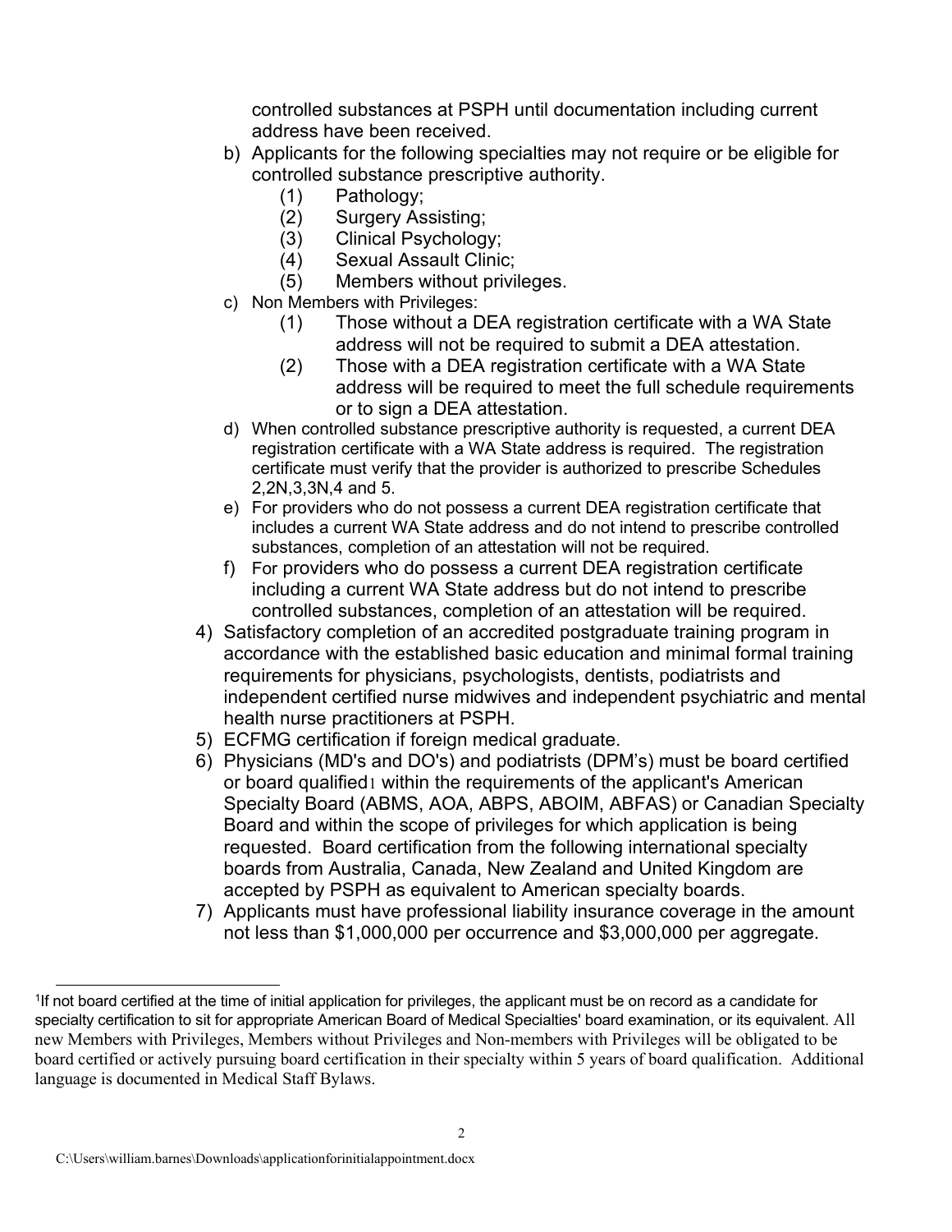controlled substances at PSPH until documentation including current address have been received.

b) Applicants for the following specialties may not require or be eligible for controlled substance prescriptive authority.
   (1) Pathology;
   (2) Surgery Assisting;
   (3) Clinical Psychology;
   (4) Sexual Assault Clinic;
   (5) Members without privileges.

c) Non Members with Privileges:
   (1) Those without a DEA registration certificate with a WA State address will not be required to submit a DEA attestation.
   (2) Those with a DEA registration certificate with a WA State address will be required to meet the full schedule requirements or to sign a DEA attestation.

d) When controlled substance prescriptive authority is requested, a current DEA registration certificate with a WA State address is required. The registration certificate must verify that the provider is authorized to prescribe Schedules 2,2N,3,3N,4 and 5.

e) For providers who do not possess a current DEA registration certificate that includes a current WA State address and do not intend to prescribe controlled substances, completion of an attestation will not be required.

f) For providers who do possess a current DEA registration certificate including a current WA State address but do not intend to prescribe controlled substances, completion of an attestation will be required.

4) Satisfactory completion of an accredited postgraduate training program in accordance with the established basic education and minimal formal training requirements for physicians, psychologists, dentists, podiatrists and independent certified nurse midwives and independent psychiatric and mental health nurse practitioners at PSPH.

5) ECFMG certification if foreign medical graduate.

6) Physicians (MD's and DO's) and podiatrists (DPM's) must be board certified or board qualified[1] within the requirements of the applicant's American Specialty Board (ABMS, AOA, ABPS, ABOIM, ABFAS) or Canadian Specialty Board and within the scope of privileges for which application is being requested. Board certification from the following international specialty boards from Australia, Canada, New Zealand and United Kingdom are accepted by PSPH as equivalent to American specialty boards.

7) Applicants must have professional liability insurance coverage in the amount not less than $1,000,000 per occurrence and $3,000,000 per aggregate.

---

[1] If not board certified at the time of initial application for privileges, the applicant must be on record as a candidate for specialty certification to sit for appropriate American Board of Medical Specialties' board examination, or its equivalent. All new Members with Privileges, Members without Privileges and Non-members with Privileges will be obligated to be board certified or actively pursuing board certification in their specialty within 5 years of board qualification. Additional language is documented in Medical Staff Bylaws.

C:\Users\william.barnes\Downloads\applicationforinitialappointment.docx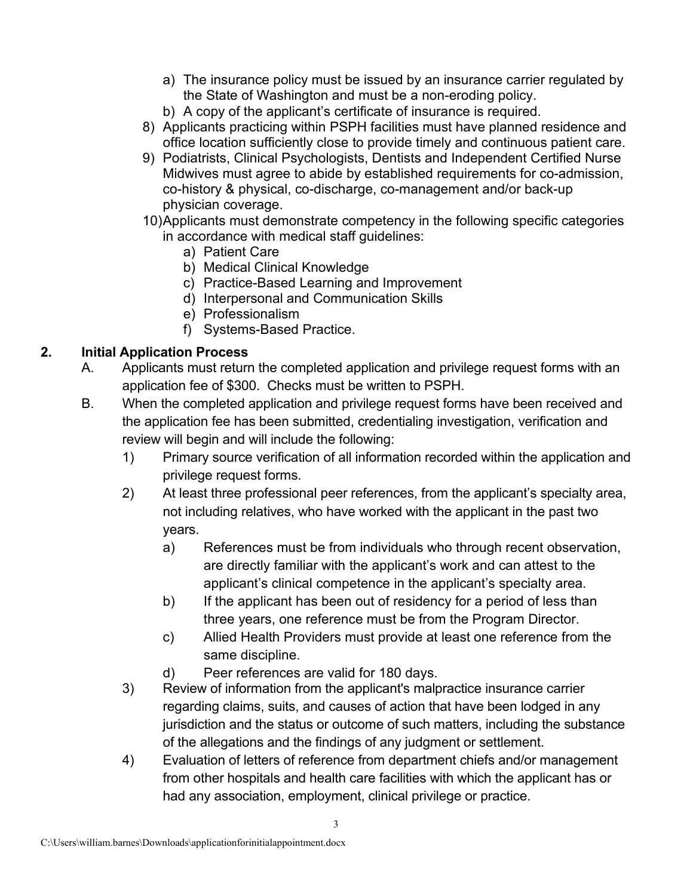- a) The insurance policy must be issued by an insurance carrier regulated by the State of Washington and must be a non-eroding policy.
   - b) A copy of the applicant's certificate of insurance is required.

8) Applicants practicing within PSPH facilities must have planned residence and office location sufficiently close to provide timely and continuous patient care.
9) Podiatrists, Clinical Psychologists, Dentists and Independent Certified Nurse Midwives must agree to abide by established requirements for co-admission, co-history & physical, co-discharge, co-management and/or back-up physician coverage.
10) Applicants must demonstrate competency in the following specific categories in accordance with medical staff guidelines:
    - a) Patient Care
    - b) Medical Clinical Knowledge
    - c) Practice-Based Learning and Improvement
    - d) Interpersonal and Communication Skills
    - e) Professionalism
    - f) Systems-Based Practice.

## 2. Initial Application Process

A. Applicants must return the completed application and privilege request forms with an application fee of $300. Checks must be written to PSPH.

B. When the completed application and privilege request forms have been received and the application fee has been submitted, credentialing investigation, verification and review will begin and will include the following:

1) Primary source verification of all information recorded within the application and privilege request forms.
2) At least three professional peer references, from the applicant's specialty area, not including relatives, who have worked with the applicant in the past two years.
   - a) References must be from individuals who through recent observation, are directly familiar with the applicant's work and can attest to the applicant's clinical competence in the applicant's specialty area.
   - b) If the applicant has been out of residency for a period of less than three years, one reference must be from the Program Director.
   - c) Allied Health Providers must provide at least one reference from the same discipline.
   - d) Peer references are valid for 180 days.
3) Review of information from the applicant's malpractice insurance carrier regarding claims, suits, and causes of action that have been lodged in any jurisdiction and the status or outcome of such matters, including the substance of the allegations and the findings of any judgment or settlement.
4) Evaluation of letters of reference from department chiefs and/or management from other hospitals and health care facilities with which the applicant has or had any association, employment, clinical privilege or practice.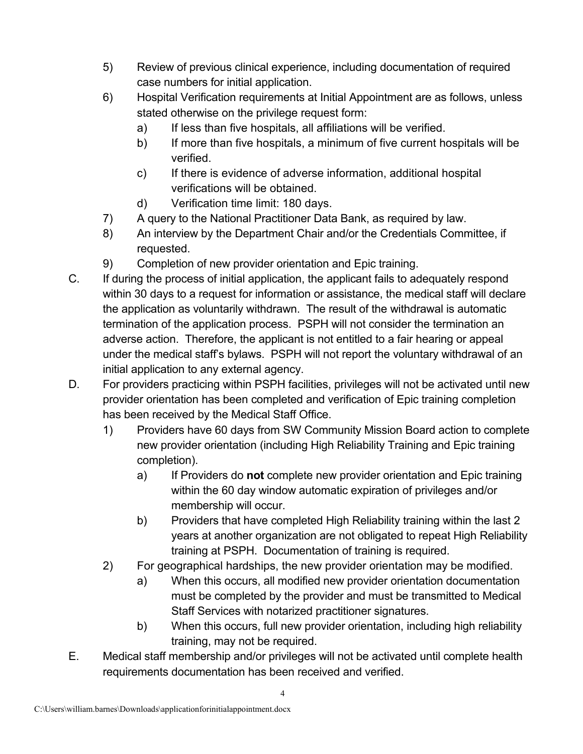5) Review of previous clinical experience, including documentation of required case numbers for initial application.

6) Hospital Verification requirements at Initial Appointment are as follows, unless stated otherwise on the privilege request form:

    a) If less than five hospitals, all affiliations will be verified.

    b) If more than five hospitals, a minimum of five current hospitals will be verified.

    c) If there is evidence of adverse information, additional hospital verifications will be obtained.

    d) Verification time limit: 180 days.

7) A query to the National Practitioner Data Bank, as required by law.

8) An interview by the Department Chair and/or the Credentials Committee, if requested.

9) Completion of new provider orientation and Epic training.

C. If during the process of initial application, the applicant fails to adequately respond within 30 days to a request for information or assistance, the medical staff will declare the application as voluntarily withdrawn. The result of the withdrawal is automatic termination of the application process. PSPH will not consider the termination an adverse action. Therefore, the applicant is not entitled to a fair hearing or appeal under the medical staff's bylaws. PSPH will not report the voluntary withdrawal of an initial application to any external agency.

D. For providers practicing within PSPH facilities, privileges will not be activated until new provider orientation has been completed and verification of Epic training completion has been received by the Medical Staff Office.

1) Providers have 60 days from SW Community Mission Board action to complete new provider orientation (including High Reliability Training and Epic training completion).

    a) If Providers do **not** complete new provider orientation and Epic training within the 60 day window automatic expiration of privileges and/or membership will occur.

    b) Providers that have completed High Reliability training within the last 2 years at another organization are not obligated to repeat High Reliability training at PSPH. Documentation of training is required.

2) For geographical hardships, the new provider orientation may be modified.

    a) When this occurs, all modified new provider orientation documentation must be completed by the provider and must be transmitted to Medical Staff Services with notarized practitioner signatures.

    b) When this occurs, full new provider orientation, including high reliability training, may not be required.

E. Medical staff membership and/or privileges will not be activated until complete health requirements documentation has been received and verified.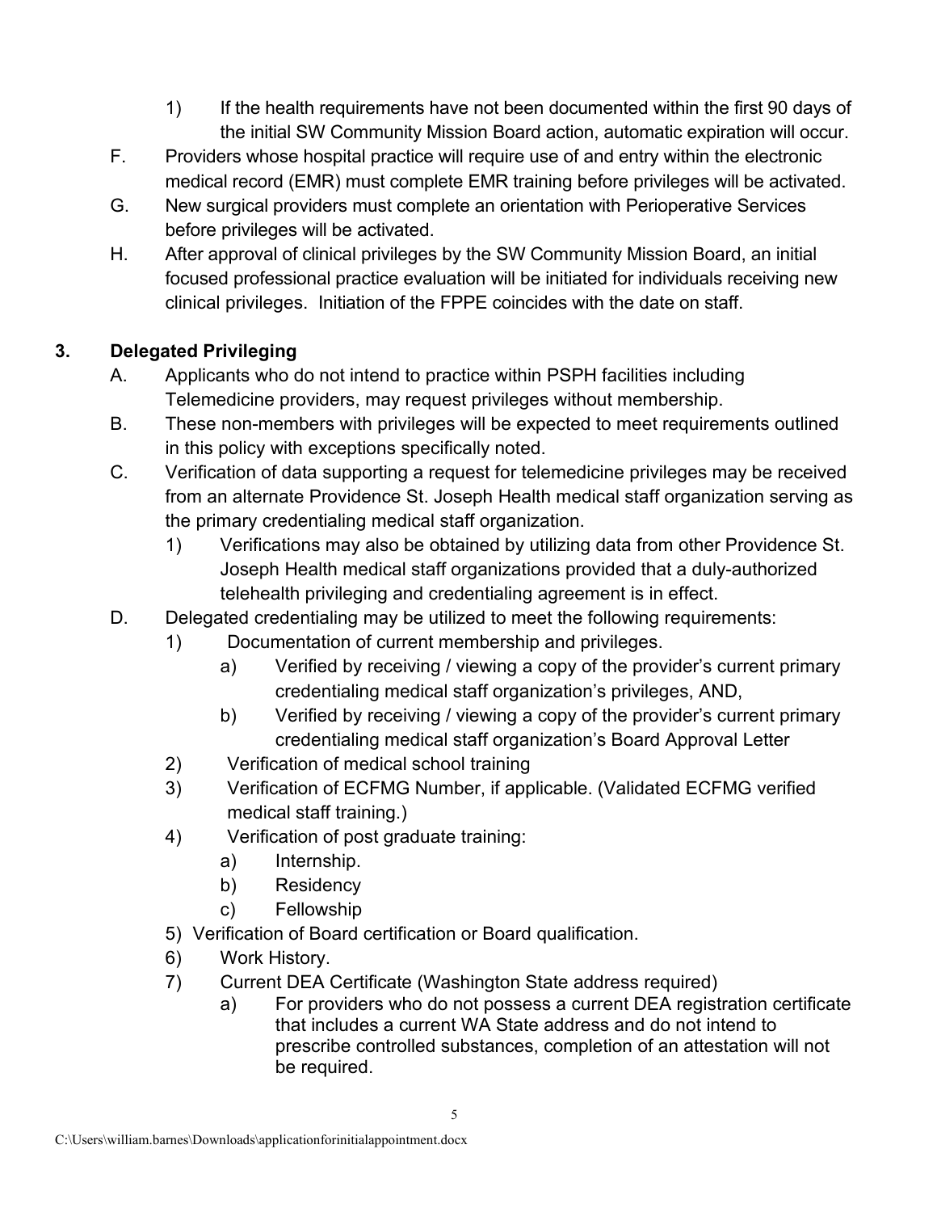1) If the health requirements have not been documented within the first 90 days of the initial SW Community Mission Board action, automatic expiration will occur.

F. Providers whose hospital practice will require use of and entry within the electronic medical record (EMR) must complete EMR training before privileges will be activated.

G. New surgical providers must complete an orientation with Perioperative Services before privileges will be activated.

H. After approval of clinical privileges by the SW Community Mission Board, an initial focused professional practice evaluation will be initiated for individuals receiving new clinical privileges. Initiation of the FPPE coincides with the date on staff.

## 3. Delegated Privileging

A. Applicants who do not intend to practice within PSPH facilities including Telemedicine providers, may request privileges without membership.

B. These non-members with privileges will be expected to meet requirements outlined in this policy with exceptions specifically noted.

C. Verification of data supporting a request for telemedicine privileges may be received from an alternate Providence St. Joseph Health medical staff organization serving as the primary credentialing medical staff organization.

   1) Verifications may also be obtained by utilizing data from other Providence St. Joseph Health medical staff organizations provided that a duly-authorized telehealth privileging and credentialing agreement is in effect.

D. Delegated credentialing may be utilized to meet the following requirements:

   1) Documentation of current membership and privileges.
      a) Verified by receiving / viewing a copy of the provider's current primary credentialing medical staff organization's privileges, AND,
      b) Verified by receiving / viewing a copy of the provider's current primary credentialing medical staff organization's Board Approval Letter
   2) Verification of medical school training
   3) Verification of ECFMG Number, if applicable. (Validated ECFMG verified medical staff training.)
   4) Verification of post graduate training:
      a) Internship.
      b) Residency
      c) Fellowship
   5) Verification of Board certification or Board qualification.
   6) Work History.
   7) Current DEA Certificate (Washington State address required)
      a) For providers who do not possess a current DEA registration certificate that includes a current WA State address and do not intend to prescribe controlled substances, completion of an attestation will not be required.

C:\Users\william.barnes\Downloads\applicationforinitialappointment.docx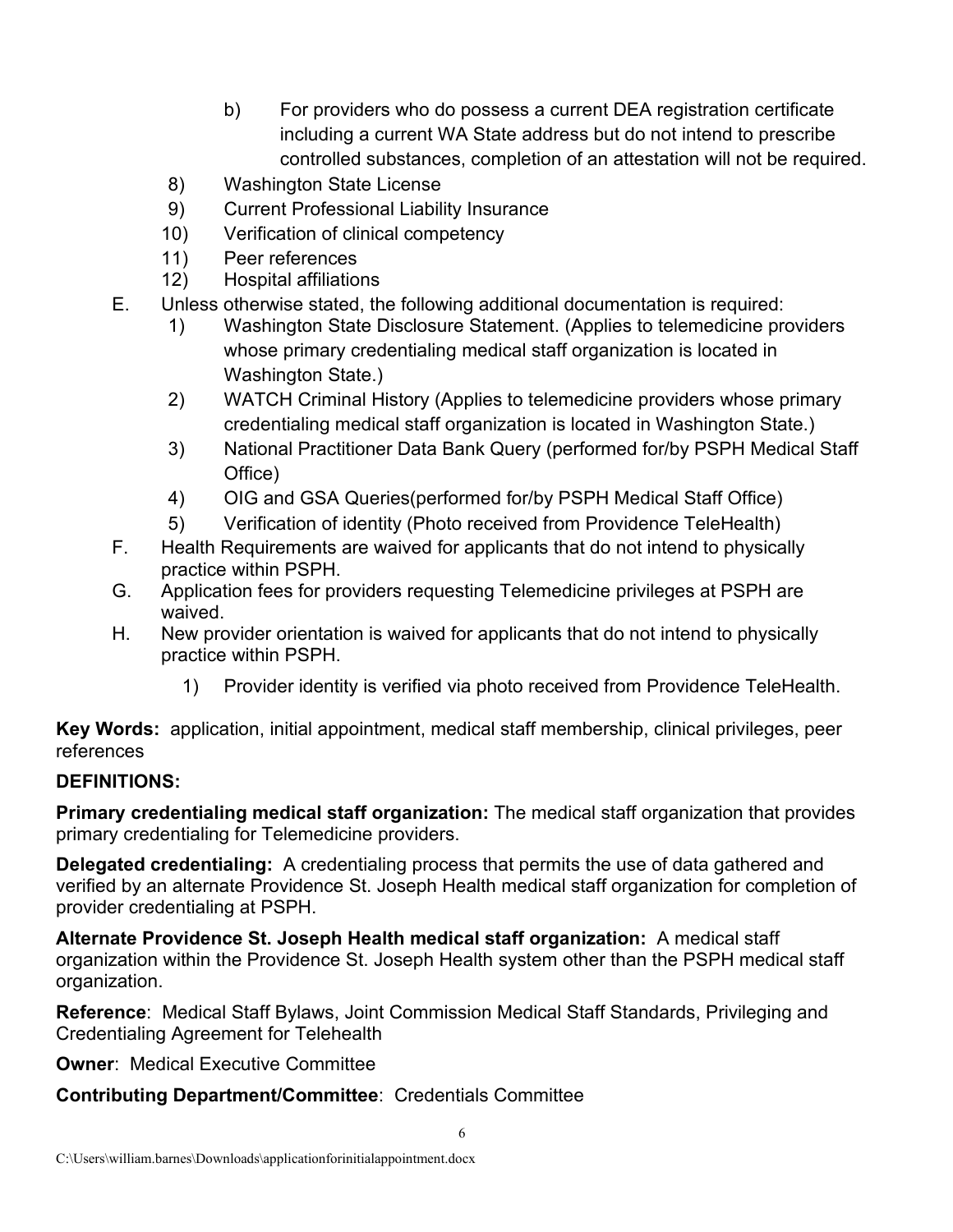b) For providers who do possess a current DEA registration certificate including a current WA State address but do not intend to prescribe controlled substances, completion of an attestation will not be required.

    8) Washington State License
    9) Current Professional Liability Insurance
    10) Verification of clinical competency
    11) Peer references
    12) Hospital affiliations

E. Unless otherwise stated, the following additional documentation is required:
    1) Washington State Disclosure Statement. (Applies to telemedicine providers whose primary credentialing medical staff organization is located in Washington State.)
    2) WATCH Criminal History (Applies to telemedicine providers whose primary credentialing medical staff organization is located in Washington State.)
    3) National Practitioner Data Bank Query (performed for/by PSPH Medical Staff Office)
    4) OIG and GSA Queries(performed for/by PSPH Medical Staff Office)
    5) Verification of identity (Photo received from Providence TeleHealth)

F. Health Requirements are waived for applicants that do not intend to physically practice within PSPH.

G. Application fees for providers requesting Telemedicine privileges at PSPH are waived.

H. New provider orientation is waived for applicants that do not intend to physically practice within PSPH.
    1) Provider identity is verified via photo received from Providence TeleHealth.

**Key Words:** application, initial appointment, medical staff membership, clinical privileges, peer references

**DEFINITIONS:**

**Primary credentialing medical staff organization:** The medical staff organization that provides primary credentialing for Telemedicine providers.

**Delegated credentialing:** A credentialing process that permits the use of data gathered and verified by an alternate Providence St. Joseph Health medical staff organization for completion of provider credentialing at PSPH.

**Alternate Providence St. Joseph Health medical staff organization:** A medical staff organization within the Providence St. Joseph Health system other than the PSPH medical staff organization.

**Reference**: Medical Staff Bylaws, Joint Commission Medical Staff Standards, Privileging and Credentialing Agreement for Telehealth

**Owner**: Medical Executive Committee

**Contributing Department/Committee**: Credentials Committee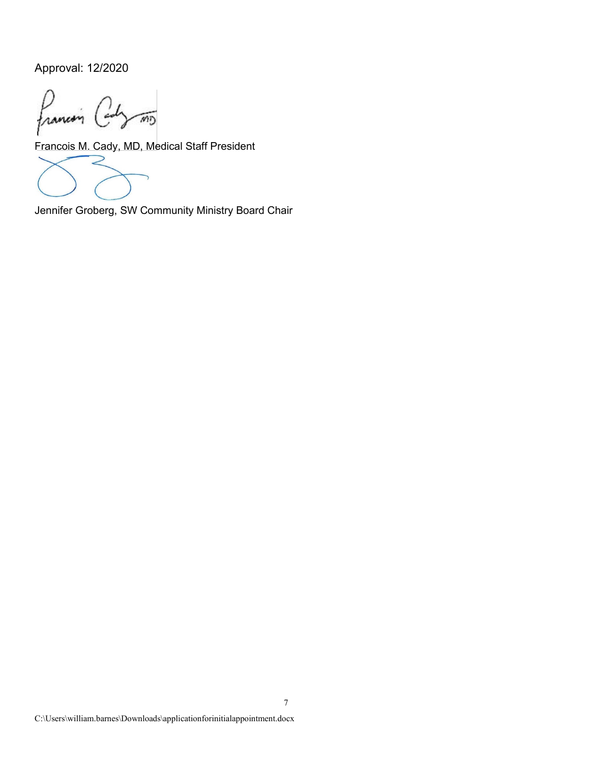Approval: 12/2020

Francois M. Cady, MD, Medical Staff President

Jennifer Groberg, SW Community Ministry Board Chair

C:\Users\william.barnes\Downloads\applicationforinitialappointment.docx